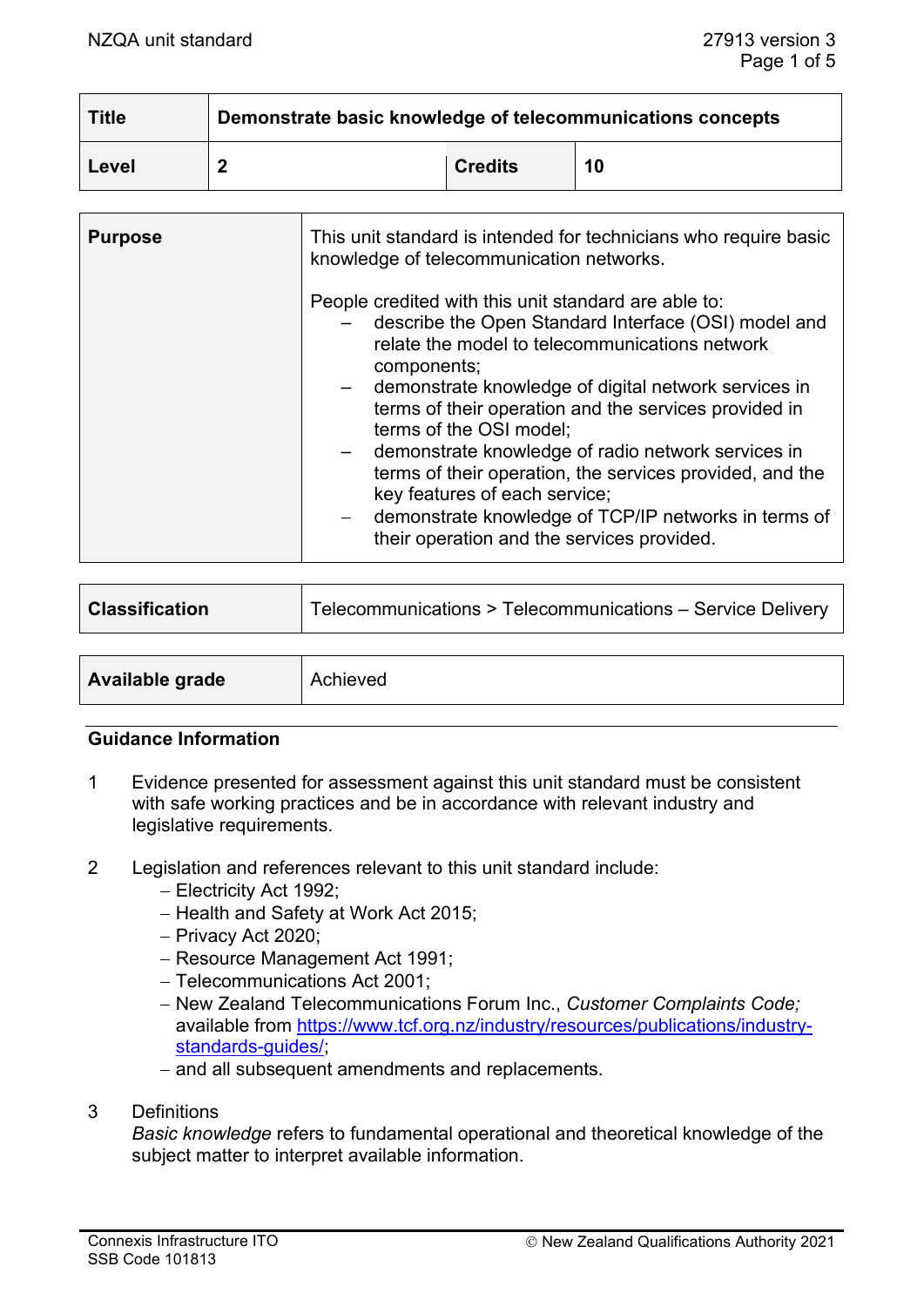| Title | Demonstrate basic knowledge of telecommunications concepts | | |
|---|---|---|---|
| **Level** | **2** | **Credits** | **10** |

| Purpose | |
|---|---|
| | This unit standard is intended for technicians who require basic knowledge of telecommunication networks.<br><br>People credited with this unit standard are able to:<br>– describe the Open Standard Interface (OSI) model and relate the model to telecommunications network components;<br>– demonstrate knowledge of digital network services in terms of their operation and the services provided in terms of the OSI model;<br>– demonstrate knowledge of radio network services in terms of their operation, the services provided, and the key features of each service;<br>– demonstrate knowledge of TCP/IP networks in terms of their operation and the services provided. |

| Classification | Telecommunications > Telecommunications – Service Delivery |
|---|---|

| Available grade | Achieved |
|---|---|

## Guidance Information

1. Evidence presented for assessment against this unit standard must be consistent with safe working practices and be in accordance with relevant industry and legislative requirements.

2. Legislation and references relevant to this unit standard include:
   - Electricity Act 1992;
   - Health and Safety at Work Act 2015;
   - Privacy Act 2020;
   - Resource Management Act 1991;
   - Telecommunications Act 2001;
   - New Zealand Telecommunications Forum Inc., *Customer Complaints Code;* available from https://www.tcf.org.nz/industry/resources/publications/industry-standards-guides/;
   - and all subsequent amendments and replacements.

3. Definitions
   *Basic knowledge* refers to fundamental operational and theoretical knowledge of the subject matter to interpret available information.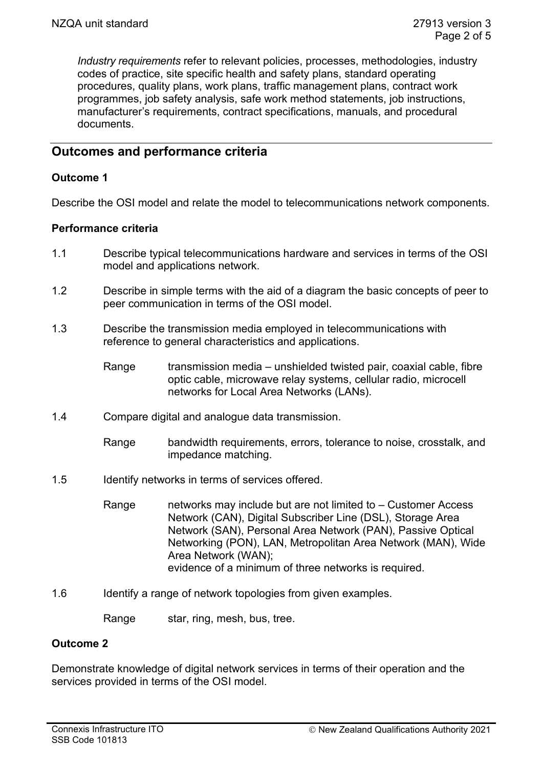*Industry requirements* refer to relevant policies, processes, methodologies, industry codes of practice, site specific health and safety plans, standard operating procedures, quality plans, work plans, traffic management plans, contract work programmes, job safety analysis, safe work method statements, job instructions, manufacturer's requirements, contract specifications, manuals, and procedural documents.

## Outcomes and performance criteria

### Outcome 1

Describe the OSI model and relate the model to telecommunications network components.

#### Performance criteria

1.1 Describe typical telecommunications hardware and services in terms of the OSI model and applications network.

1.2 Describe in simple terms with the aid of a diagram the basic concepts of peer to peer communication in terms of the OSI model.

1.3 Describe the transmission media employed in telecommunications with reference to general characteristics and applications.

Range: transmission media – unshielded twisted pair, coaxial cable, fibre optic cable, microwave relay systems, cellular radio, microcell networks for Local Area Networks (LANs).

1.4 Compare digital and analogue data transmission.

Range: bandwidth requirements, errors, tolerance to noise, crosstalk, and impedance matching.

1.5 Identify networks in terms of services offered.

Range: networks may include but are not limited to – Customer Access Network (CAN), Digital Subscriber Line (DSL), Storage Area Network (SAN), Personal Area Network (PAN), Passive Optical Networking (PON), LAN, Metropolitan Area Network (MAN), Wide Area Network (WAN);
evidence of a minimum of three networks is required.

1.6 Identify a range of network topologies from given examples.

Range: star, ring, mesh, bus, tree.

### Outcome 2

Demonstrate knowledge of digital network services in terms of their operation and the services provided in terms of the OSI model.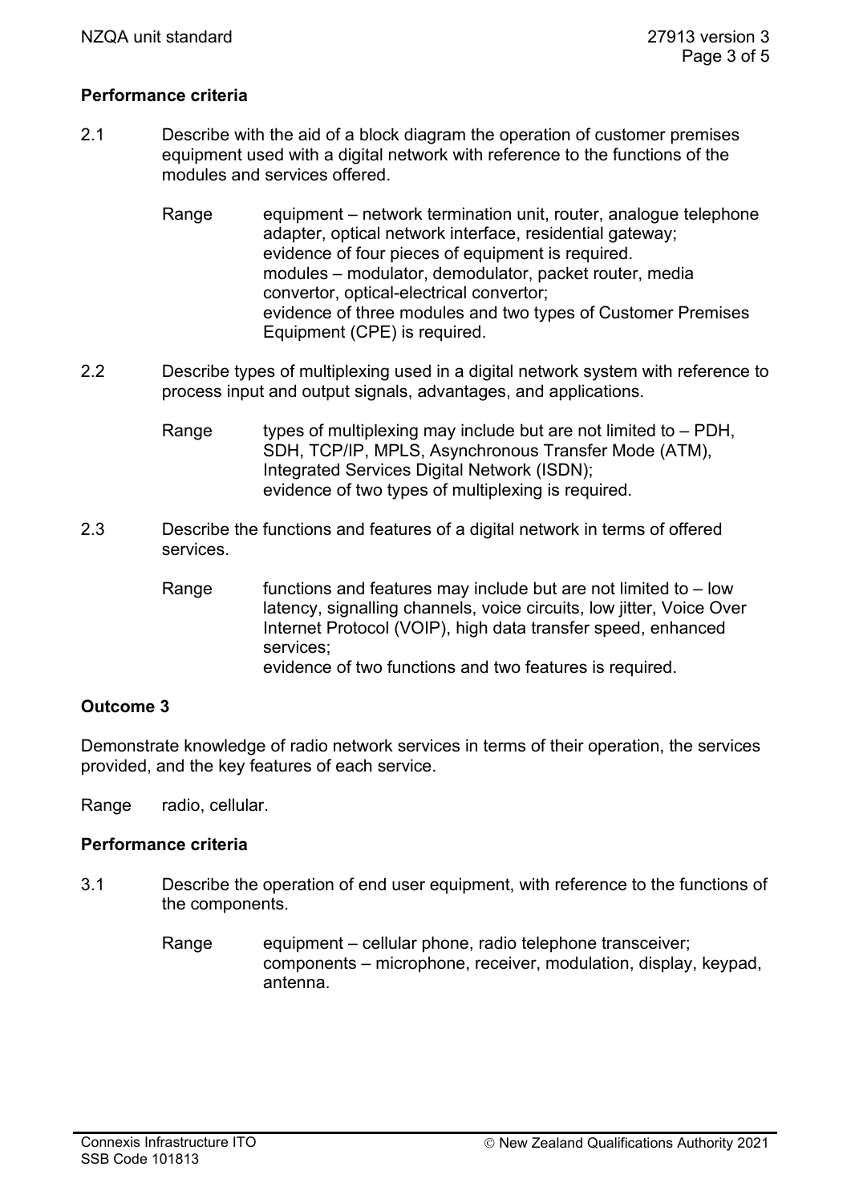**Performance criteria**

2.1 Describe with the aid of a block diagram the operation of customer premises equipment used with a digital network with reference to the functions of the modules and services offered.

Range equipment – network termination unit, router, analogue telephone adapter, optical network interface, residential gateway;
evidence of four pieces of equipment is required.
modules – modulator, demodulator, packet router, media convertor, optical-electrical convertor;
evidence of three modules and two types of Customer Premises Equipment (CPE) is required.

2.2 Describe types of multiplexing used in a digital network system with reference to process input and output signals, advantages, and applications.

Range types of multiplexing may include but are not limited to – PDH, SDH, TCP/IP, MPLS, Asynchronous Transfer Mode (ATM), Integrated Services Digital Network (ISDN);
evidence of two types of multiplexing is required.

2.3 Describe the functions and features of a digital network in terms of offered services.

Range functions and features may include but are not limited to – low latency, signalling channels, voice circuits, low jitter, Voice Over Internet Protocol (VOIP), high data transfer speed, enhanced services;
evidence of two functions and two features is required.

**Outcome 3**

Demonstrate knowledge of radio network services in terms of their operation, the services provided, and the key features of each service.

Range radio, cellular.

**Performance criteria**

3.1 Describe the operation of end user equipment, with reference to the functions of the components.

Range equipment – cellular phone, radio telephone transceiver;
components – microphone, receiver, modulation, display, keypad, antenna.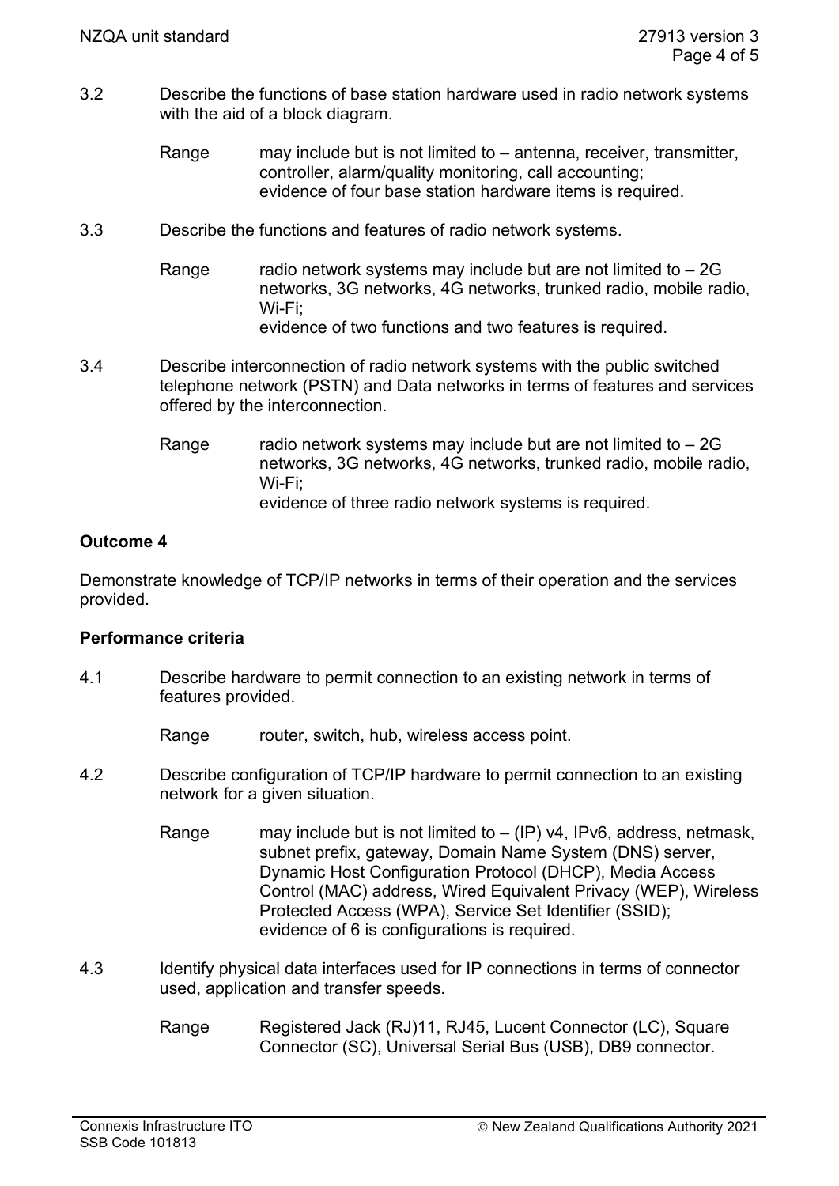3.2 Describe the functions of base station hardware used in radio network systems with the aid of a block diagram.

Range may include but is not limited to – antenna, receiver, transmitter, controller, alarm/quality monitoring, call accounting;
evidence of four base station hardware items is required.

3.3 Describe the functions and features of radio network systems.

Range radio network systems may include but are not limited to – 2G networks, 3G networks, 4G networks, trunked radio, mobile radio, Wi-Fi;
evidence of two functions and two features is required.

3.4 Describe interconnection of radio network systems with the public switched telephone network (PSTN) and Data networks in terms of features and services offered by the interconnection.

Range radio network systems may include but are not limited to – 2G networks, 3G networks, 4G networks, trunked radio, mobile radio, Wi-Fi;
evidence of three radio network systems is required.

**Outcome 4**

Demonstrate knowledge of TCP/IP networks in terms of their operation and the services provided.

**Performance criteria**

4.1 Describe hardware to permit connection to an existing network in terms of features provided.

Range router, switch, hub, wireless access point.

4.2 Describe configuration of TCP/IP hardware to permit connection to an existing network for a given situation.

Range may include but is not limited to – (IP) v4, IPv6, address, netmask, subnet prefix, gateway, Domain Name System (DNS) server, Dynamic Host Configuration Protocol (DHCP), Media Access Control (MAC) address, Wired Equivalent Privacy (WEP), Wireless Protected Access (WPA), Service Set Identifier (SSID);
evidence of 6 is configurations is required.

4.3 Identify physical data interfaces used for IP connections in terms of connector used, application and transfer speeds.

Range Registered Jack (RJ)11, RJ45, Lucent Connector (LC), Square Connector (SC), Universal Serial Bus (USB), DB9 connector.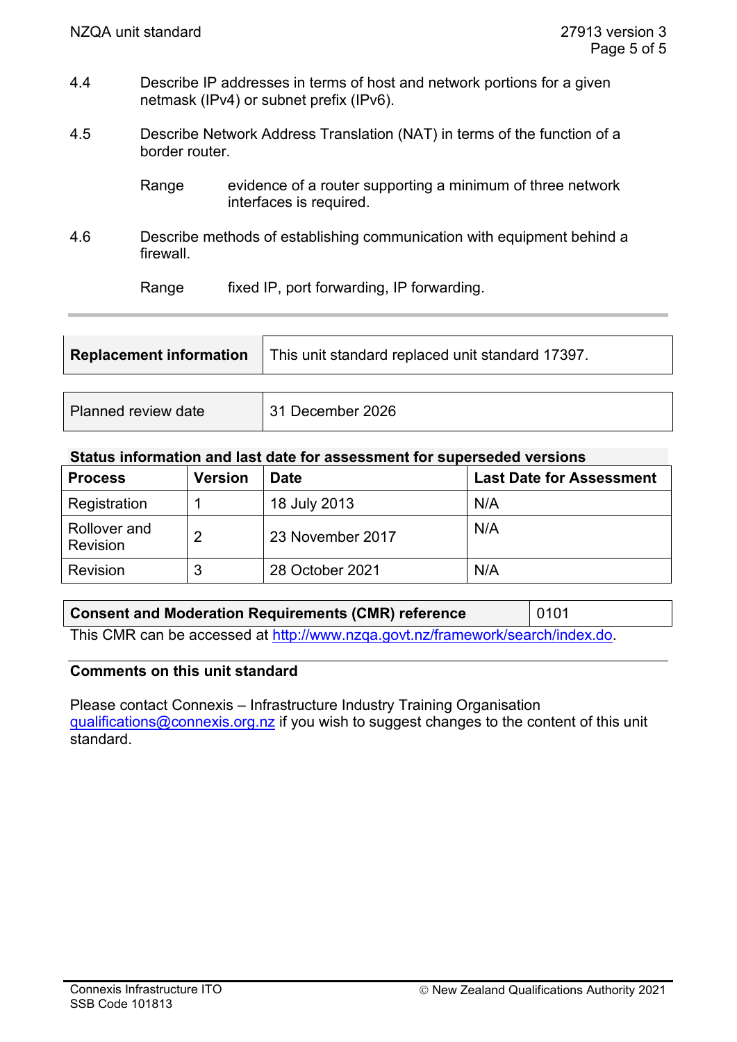4.4 Describe IP addresses in terms of host and network portions for a given netmask (IPv4) or subnet prefix (IPv6).

4.5 Describe Network Address Translation (NAT) in terms of the function of a border router.

Range evidence of a router supporting a minimum of three network interfaces is required.

4.6 Describe methods of establishing communication with equipment behind a firewall.

Range fixed IP, port forwarding, IP forwarding.

---

| | |
|---|---|
| **Replacement information** | This unit standard replaced unit standard 17397. |

| | |
|---|---|
| Planned review date | 31 December 2026 |

**Status information and last date for assessment for superseded versions**

| Process | Version | Date | Last Date for Assessment |
|---|---|---|---|
| Registration | 1 | 18 July 2013 | N/A |
| Rollover and Revision | 2 | 23 November 2017 | N/A |
| Revision | 3 | 28 October 2021 | N/A |

| | |
|---|---|
| **Consent and Moderation Requirements (CMR) reference** | 0101 |

This CMR can be accessed at http://www.nzqa.govt.nz/framework/search/index.do.

---

**Comments on this unit standard**

Please contact Connexis – Infrastructure Industry Training Organisation qualifications@connexis.org.nz if you wish to suggest changes to the content of this unit standard.